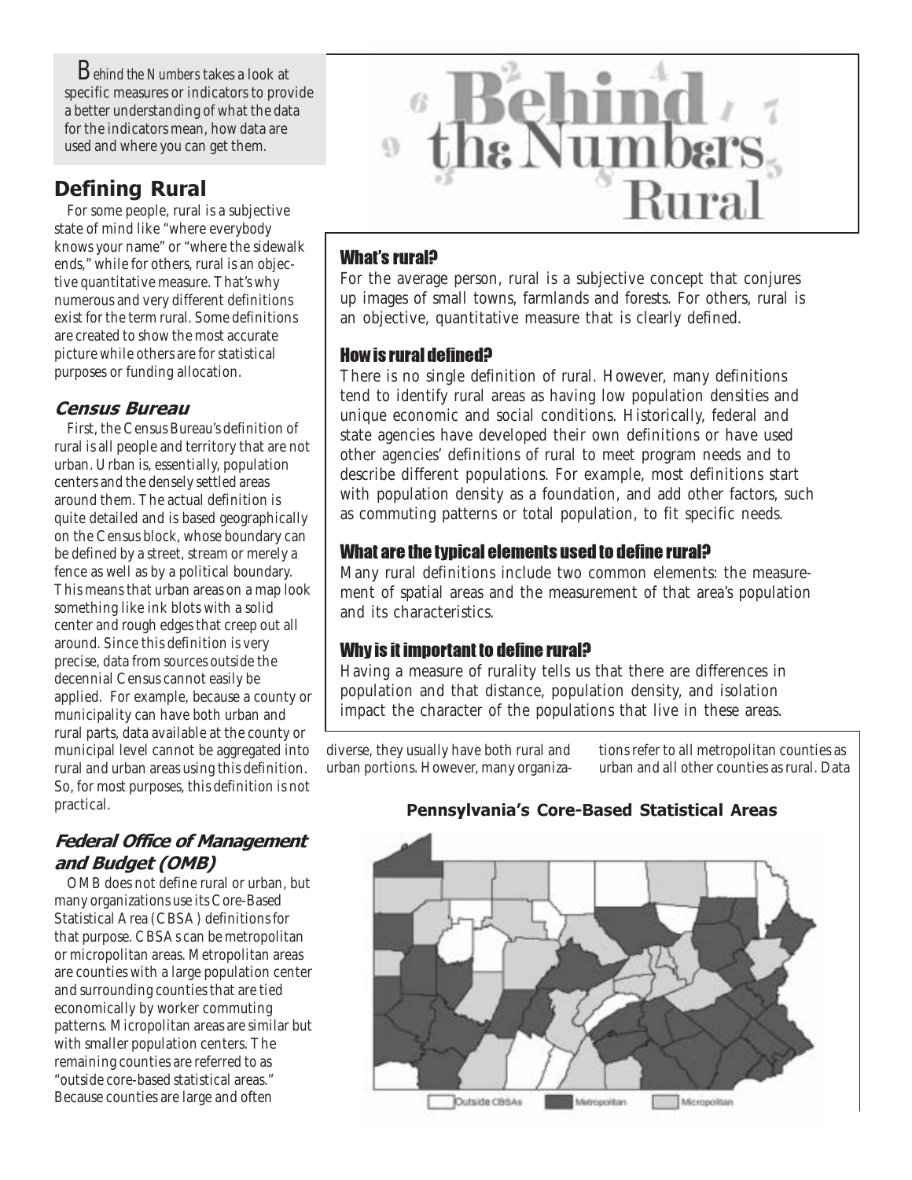*Behind the Numbers* takes a look at specific measures or indicators to provide a better understanding of what the data for the indicators mean, how data are used and where you can get them.

# Behind the Numbers: Rural

### What's rural?

For the average person, rural is a subjective concept that conjures up images of small towns, farmlands and forests. For others, rural is an objective, quantitative measure that is clearly defined.

### How is rural defined?

There is no single definition of rural. However, many definitions tend to identify rural areas as having low population densities and unique economic and social conditions. Historically, federal and state agencies have developed their own definitions or have used other agencies' definitions of rural to meet program needs and to describe different populations. For example, most definitions start with population density as a foundation, and add other factors, such as commuting patterns or total population, to fit specific needs.

### What are the typical elements used to define rural?

Many rural definitions include two common elements: the measurement of spatial areas and the measurement of that area's population and its characteristics.

### Why is it important to define rural?

Having a measure of rurality tells us that there are differences in population and that distance, population density, and isolation impact the character of the populations that live in these areas.

## Defining Rural

For some people, rural is a subjective state of mind like "where everybody knows your name" or "where the sidewalk ends," while for others, rural is an objective quantitative measure. That's why numerous and very different definitions exist for the term rural. Some definitions are created to show the most accurate picture while others are for statistical purposes or funding allocation.

### *Census Bureau*

First, the Census Bureau's definition of rural is all people and territory that are not urban. Urban is, essentially, population centers and the densely settled areas around them. The actual definition is quite detailed and is based geographically on the Census block, whose boundary can be defined by a street, stream or merely a fence as well as by a political boundary. This means that urban areas on a map look something like ink blots with a solid center and rough edges that creep out all around. Since this definition is very precise, data from sources outside the decennial Census cannot easily be applied. For example, because a county or municipality can have both urban and rural parts, data available at the county or municipal level cannot be aggregated into rural and urban areas using this definition. So, for most purposes, this definition is not practical.

### *Federal Office of Management and Budget (OMB)*

OMB does not define rural or urban, but many organizations use its Core-Based Statistical Area (CBSA) definitions for that purpose. CBSAs can be metropolitan or micropolitan areas. Metropolitan areas are counties with a large population center and surrounding counties that are tied economically by worker commuting patterns. Micropolitan areas are similar but with smaller population centers. The remaining counties are referred to as "outside core-based statistical areas." Because counties are large and often diverse, they usually have both rural and urban portions. However, many organizations refer to all metropolitan counties as urban and all other counties as rural. Data

**Pennsylvania's Core-Based Statistical Areas**

Outside CBSAs | Metropolitan | Micropolitan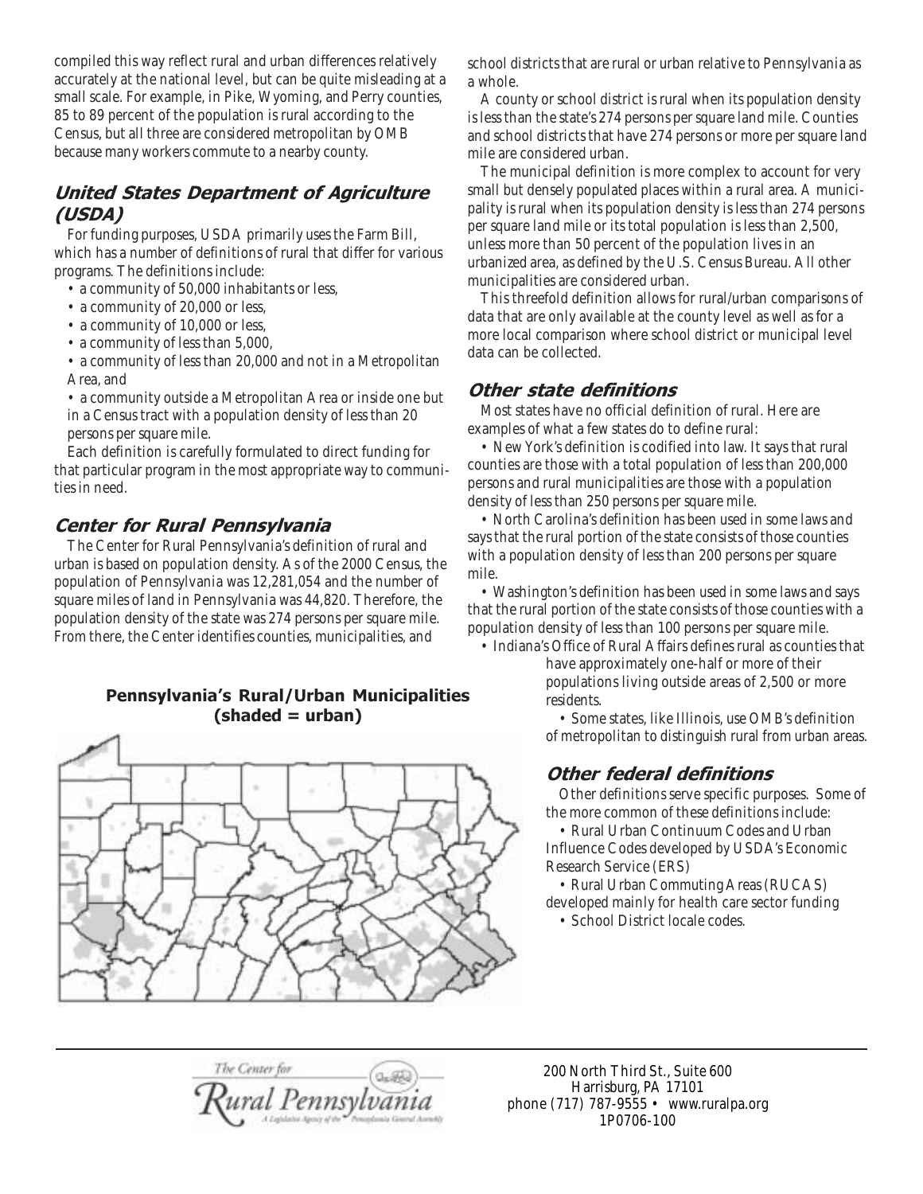compiled this way reflect rural and urban differences relatively accurately at the national level, but can be quite misleading at a small scale. For example, in Pike, Wyoming, and Perry counties, 85 to 89 percent of the population is rural according to the Census, but all three are considered metropolitan by OMB because many workers commute to a nearby county.

## United States Department of Agriculture (USDA)

For funding purposes, USDA primarily uses the Farm Bill, which has a number of definitions of rural that differ for various programs. The definitions include:

- a community of 50,000 inhabitants or less,
- a community of 20,000 or less,
- a community of 10,000 or less,
- a community of less than 5,000,
- a community of less than 20,000 and not in a Metropolitan Area, and
- a community outside a Metropolitan Area or inside one but in a Census tract with a population density of less than 20 persons per square mile.

Each definition is carefully formulated to direct funding for that particular program in the most appropriate way to communities in need.

## Center for Rural Pennsylvania

The Center for Rural Pennsylvania's definition of rural and urban is based on population density. As of the 2000 Census, the population of Pennsylvania was 12,281,054 and the number of square miles of land in Pennsylvania was 44,820. Therefore, the population density of the state was 274 persons per square mile. From there, the Center identifies counties, municipalities, and school districts that are rural or urban relative to Pennsylvania as a whole.

A county or school district is rural when its population density is less than the state's 274 persons per square land mile. Counties and school districts that have 274 persons or more per square land mile are considered urban.

The municipal definition is more complex to account for very small but densely populated places within a rural area. A municipality is rural when its population density is less than 274 persons per square land mile or its total population is less than 2,500, unless more than 50 percent of the population lives in an urbanized area, as defined by the U.S. Census Bureau. All other municipalities are considered urban.

This threefold definition allows for rural/urban comparisons of data that are only available at the county level as well as for a more local comparison where school district or municipal level data can be collected.

**Pennsylvania's Rural/Urban Municipalities (shaded = urban)**

## Other state definitions

Most states have no official definition of rural. Here are examples of what a few states do to define rural:

- New York's definition is codified into law. It says that rural counties are those with a total population of less than 200,000 persons and rural municipalities are those with a population density of less than 250 persons per square mile.
- North Carolina's definition has been used in some laws and says that the rural portion of the state consists of those counties with a population density of less than 200 persons per square mile.
- Washington's definition has been used in some laws and says that the rural portion of the state consists of those counties with a population density of less than 100 persons per square mile.
- Indiana's Office of Rural Affairs defines rural as counties that have approximately one-half or more of their populations living outside areas of 2,500 or more residents.
- Some states, like Illinois, use OMB's definition of metropolitan to distinguish rural from urban areas.

## Other federal definitions

Other definitions serve specific purposes. Some of the more common of these definitions include:

- Rural Urban Continuum Codes and Urban Influence Codes developed by USDA's Economic Research Service (ERS)
- Rural Urban Commuting Areas (RUCAS) developed mainly for health care sector funding
- School District locale codes.

The Center for Rural Pennsylvania
A Legislative Agency of the Pennsylvania General Assembly

200 North Third St., Suite 600
Harrisburg, PA 17101
phone (717) 787-9555 • www.ruralpa.org
1P0706-100